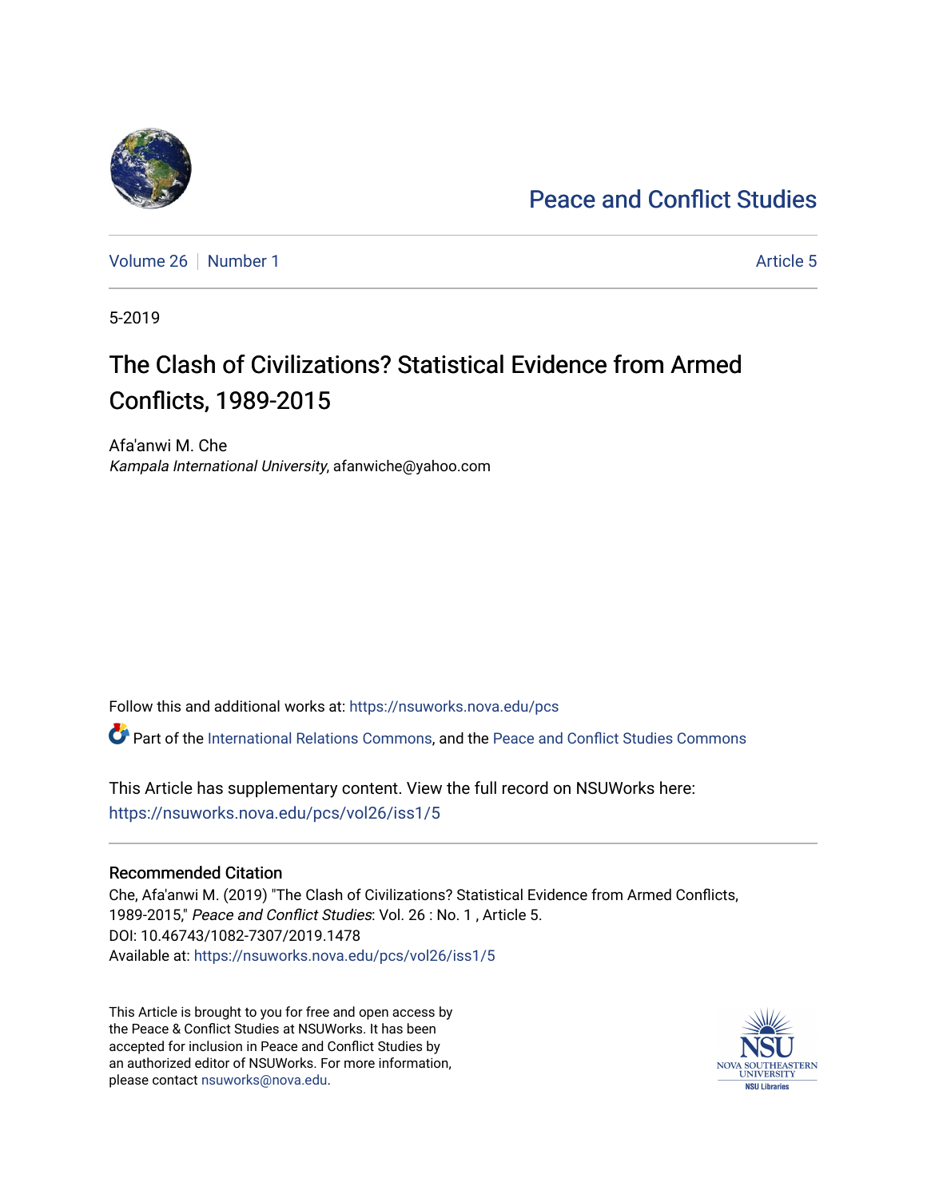Peace and Conflict Studies

Volume 26 | Number 1 — Article 5

5-2019

# The Clash of Civilizations? Statistical Evidence from Armed Conflicts, 1989-2015

Afa'anwi M. Che
*Kampala International University*, afanwiche@yahoo.com

Follow this and additional works at: https://nsuworks.nova.edu/pcs

Part of the International Relations Commons, and the Peace and Conflict Studies Commons

This Article has supplementary content. View the full record on NSUWorks here: https://nsuworks.nova.edu/pcs/vol26/iss1/5

## Recommended Citation

Che, Afa'anwi M. (2019) "The Clash of Civilizations? Statistical Evidence from Armed Conflicts, 1989-2015," *Peace and Conflict Studies*: Vol. 26 : No. 1 , Article 5.
DOI: 10.46743/1082-7307/2019.1478
Available at: https://nsuworks.nova.edu/pcs/vol26/iss1/5

This Article is brought to you for free and open access by the Peace & Conflict Studies at NSUWorks. It has been accepted for inclusion in Peace and Conflict Studies by an authorized editor of NSUWorks. For more information, please contact nsuworks@nova.edu.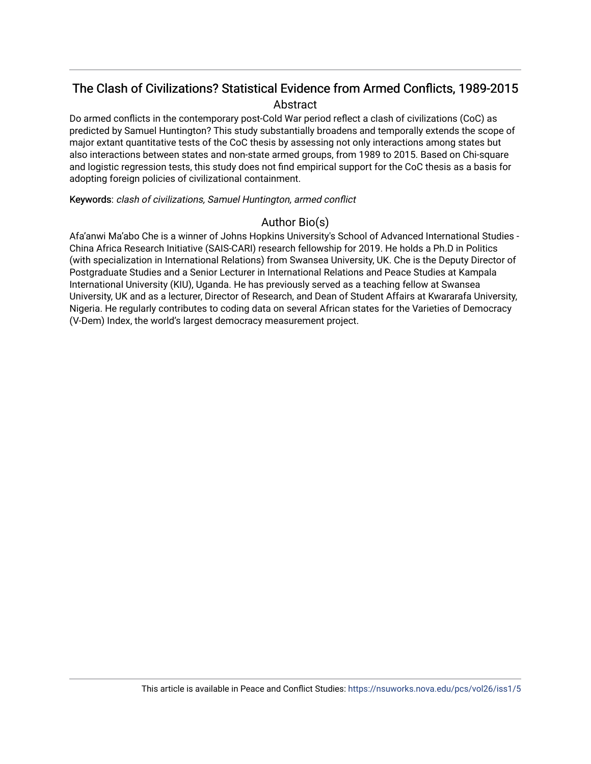# The Clash of Civilizations? Statistical Evidence from Armed Conflicts, 1989-2015

## Abstract

Do armed conflicts in the contemporary post-Cold War period reflect a clash of civilizations (CoC) as predicted by Samuel Huntington? This study substantially broadens and temporally extends the scope of major extant quantitative tests of the CoC thesis by assessing not only interactions among states but also interactions between states and non-state armed groups, from 1989 to 2015. Based on Chi-square and logistic regression tests, this study does not find empirical support for the CoC thesis as a basis for adopting foreign policies of civilizational containment.

**Keywords**: *clash of civilizations, Samuel Huntington, armed conflict*

## Author Bio(s)

Afa'anwi Ma'abo Che is a winner of Johns Hopkins University's School of Advanced International Studies - China Africa Research Initiative (SAIS-CARI) research fellowship for 2019. He holds a Ph.D in Politics (with specialization in International Relations) from Swansea University, UK. Che is the Deputy Director of Postgraduate Studies and a Senior Lecturer in International Relations and Peace Studies at Kampala International University (KIU), Uganda. He has previously served as a teaching fellow at Swansea University, UK and as a lecturer, Director of Research, and Dean of Student Affairs at Kwararafa University, Nigeria. He regularly contributes to coding data on several African states for the Varieties of Democracy (V-Dem) Index, the world's largest democracy measurement project.

This article is available in Peace and Conflict Studies: https://nsuworks.nova.edu/pcs/vol26/iss1/5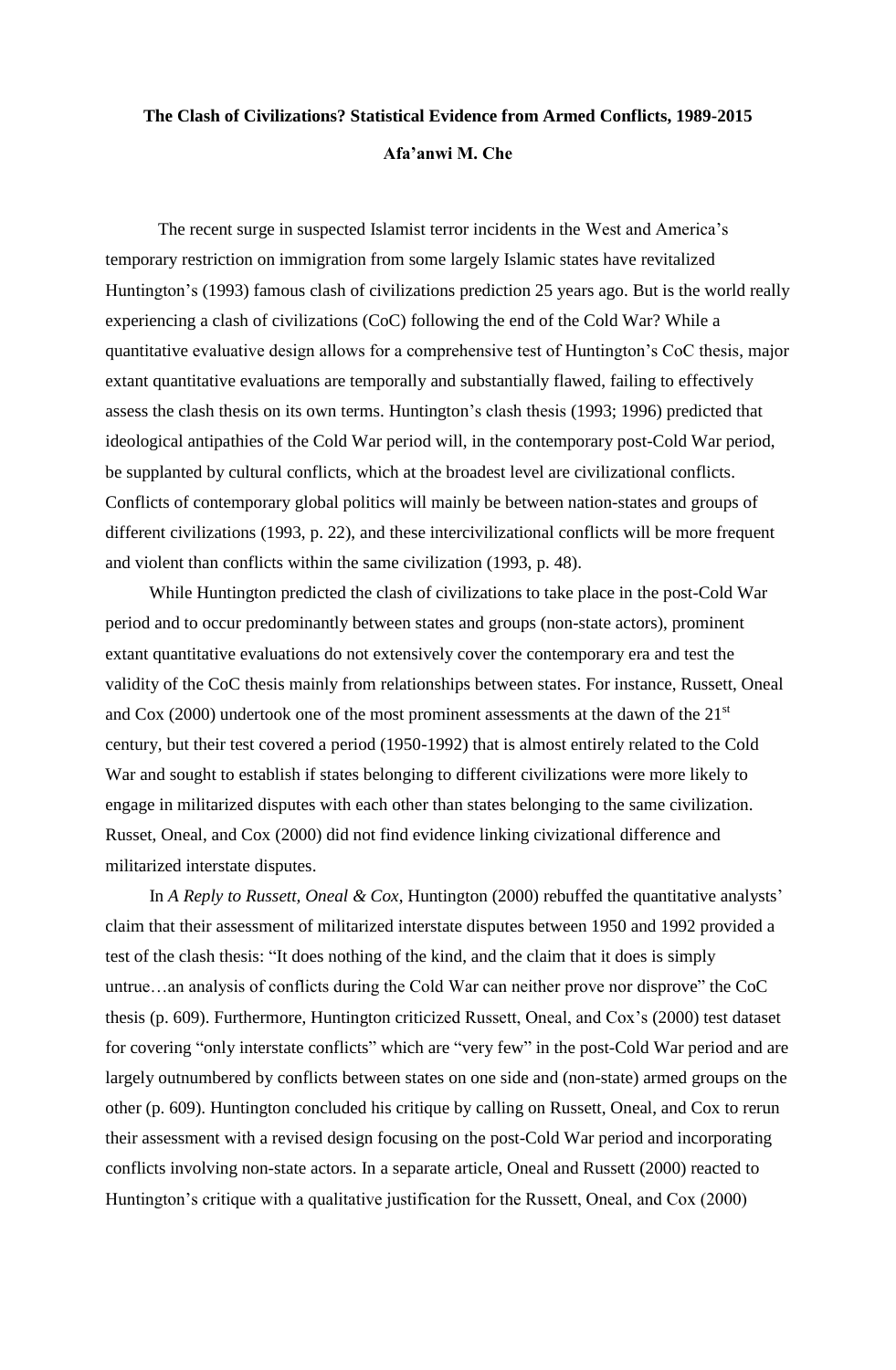**The Clash of Civilizations? Statistical Evidence from Armed Conflicts, 1989-2015**

**Afa'anwi M. Che**

The recent surge in suspected Islamist terror incidents in the West and America's temporary restriction on immigration from some largely Islamic states have revitalized Huntington's (1993) famous clash of civilizations prediction 25 years ago. But is the world really experiencing a clash of civilizations (CoC) following the end of the Cold War? While a quantitative evaluative design allows for a comprehensive test of Huntington's CoC thesis, major extant quantitative evaluations are temporally and substantially flawed, failing to effectively assess the clash thesis on its own terms. Huntington's clash thesis (1993; 1996) predicted that ideological antipathies of the Cold War period will, in the contemporary post-Cold War period, be supplanted by cultural conflicts, which at the broadest level are civilizational conflicts. Conflicts of contemporary global politics will mainly be between nation-states and groups of different civilizations (1993, p. 22), and these intercivilizational conflicts will be more frequent and violent than conflicts within the same civilization (1993, p. 48).

While Huntington predicted the clash of civilizations to take place in the post-Cold War period and to occur predominantly between states and groups (non-state actors), prominent extant quantitative evaluations do not extensively cover the contemporary era and test the validity of the CoC thesis mainly from relationships between states. For instance, Russett, Oneal and Cox (2000) undertook one of the most prominent assessments at the dawn of the 21st century, but their test covered a period (1950-1992) that is almost entirely related to the Cold War and sought to establish if states belonging to different civilizations were more likely to engage in militarized disputes with each other than states belonging to the same civilization. Russet, Oneal, and Cox (2000) did not find evidence linking civizational difference and militarized interstate disputes.

In *A Reply to Russett, Oneal & Cox*, Huntington (2000) rebuffed the quantitative analysts' claim that their assessment of militarized interstate disputes between 1950 and 1992 provided a test of the clash thesis: "It does nothing of the kind, and the claim that it does is simply untrue…an analysis of conflicts during the Cold War can neither prove nor disprove" the CoC thesis (p. 609). Furthermore, Huntington criticized Russett, Oneal, and Cox's (2000) test dataset for covering "only interstate conflicts" which are "very few" in the post-Cold War period and are largely outnumbered by conflicts between states on one side and (non-state) armed groups on the other (p. 609). Huntington concluded his critique by calling on Russett, Oneal, and Cox to rerun their assessment with a revised design focusing on the post-Cold War period and incorporating conflicts involving non-state actors. In a separate article, Oneal and Russett (2000) reacted to Huntington's critique with a qualitative justification for the Russett, Oneal, and Cox (2000)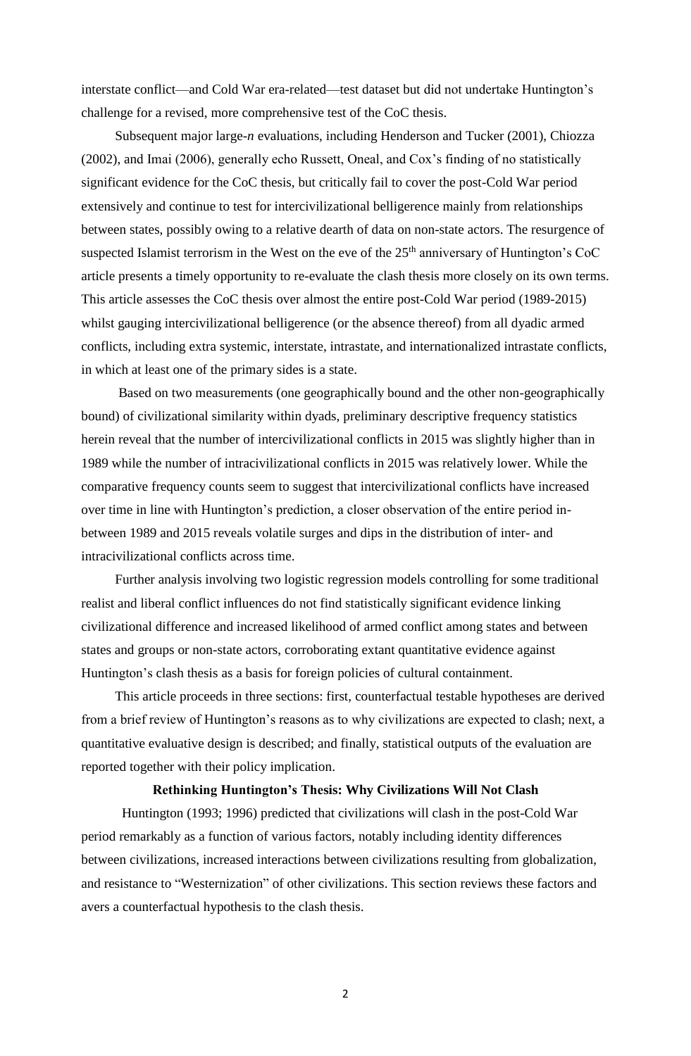interstate conflict—and Cold War era-related—test dataset but did not undertake Huntington's challenge for a revised, more comprehensive test of the CoC thesis.

Subsequent major large-*n* evaluations, including Henderson and Tucker (2001), Chiozza (2002), and Imai (2006), generally echo Russett, Oneal, and Cox's finding of no statistically significant evidence for the CoC thesis, but critically fail to cover the post-Cold War period extensively and continue to test for intercivilizational belligerence mainly from relationships between states, possibly owing to a relative dearth of data on non-state actors. The resurgence of suspected Islamist terrorism in the West on the eve of the 25th anniversary of Huntington's CoC article presents a timely opportunity to re-evaluate the clash thesis more closely on its own terms. This article assesses the CoC thesis over almost the entire post-Cold War period (1989-2015) whilst gauging intercivilizational belligerence (or the absence thereof) from all dyadic armed conflicts, including extra systemic, interstate, intrastate, and internationalized intrastate conflicts, in which at least one of the primary sides is a state.

Based on two measurements (one geographically bound and the other non-geographically bound) of civilizational similarity within dyads, preliminary descriptive frequency statistics herein reveal that the number of intercivilizational conflicts in 2015 was slightly higher than in 1989 while the number of intracivilizational conflicts in 2015 was relatively lower. While the comparative frequency counts seem to suggest that intercivilizational conflicts have increased over time in line with Huntington's prediction, a closer observation of the entire period in-between 1989 and 2015 reveals volatile surges and dips in the distribution of inter- and intracivilizational conflicts across time.

Further analysis involving two logistic regression models controlling for some traditional realist and liberal conflict influences do not find statistically significant evidence linking civilizational difference and increased likelihood of armed conflict among states and between states and groups or non-state actors, corroborating extant quantitative evidence against Huntington's clash thesis as a basis for foreign policies of cultural containment.

This article proceeds in three sections: first, counterfactual testable hypotheses are derived from a brief review of Huntington's reasons as to why civilizations are expected to clash; next, a quantitative evaluative design is described; and finally, statistical outputs of the evaluation are reported together with their policy implication.

## Rethinking Huntington's Thesis: Why Civilizations Will Not Clash

Huntington (1993; 1996) predicted that civilizations will clash in the post-Cold War period remarkably as a function of various factors, notably including identity differences between civilizations, increased interactions between civilizations resulting from globalization, and resistance to "Westernization" of other civilizations. This section reviews these factors and avers a counterfactual hypothesis to the clash thesis.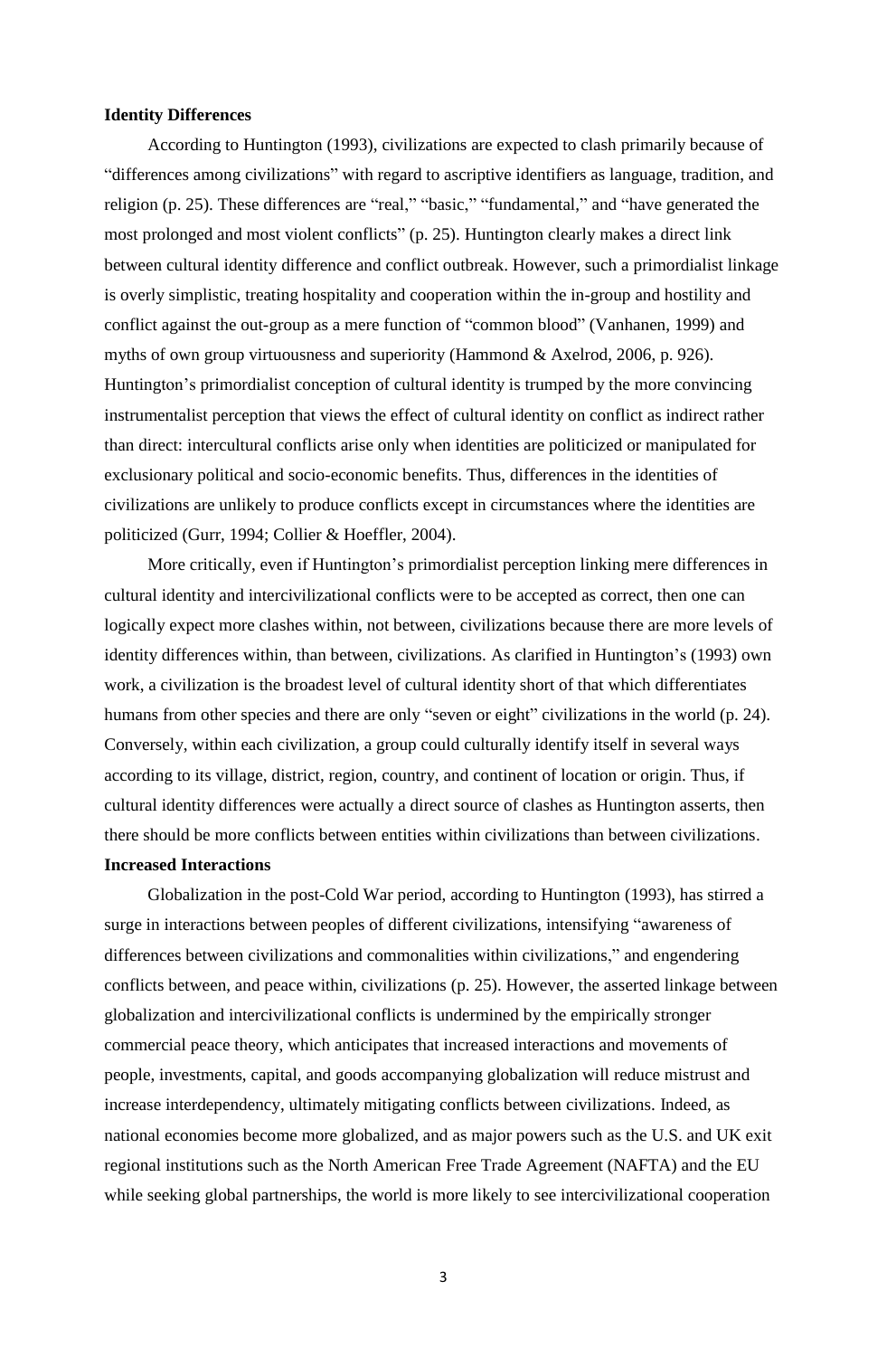**Identity Differences**

According to Huntington (1993), civilizations are expected to clash primarily because of "differences among civilizations" with regard to ascriptive identifiers as language, tradition, and religion (p. 25). These differences are "real," "basic," "fundamental," and "have generated the most prolonged and most violent conflicts" (p. 25). Huntington clearly makes a direct link between cultural identity difference and conflict outbreak. However, such a primordialist linkage is overly simplistic, treating hospitality and cooperation within the in-group and hostility and conflict against the out-group as a mere function of "common blood" (Vanhanen, 1999) and myths of own group virtuousness and superiority (Hammond & Axelrod, 2006, p. 926). Huntington's primordialist conception of cultural identity is trumped by the more convincing instrumentalist perception that views the effect of cultural identity on conflict as indirect rather than direct: intercultural conflicts arise only when identities are politicized or manipulated for exclusionary political and socio-economic benefits. Thus, differences in the identities of civilizations are unlikely to produce conflicts except in circumstances where the identities are politicized (Gurr, 1994; Collier & Hoeffler, 2004).

More critically, even if Huntington's primordialist perception linking mere differences in cultural identity and intercivilizational conflicts were to be accepted as correct, then one can logically expect more clashes within, not between, civilizations because there are more levels of identity differences within, than between, civilizations. As clarified in Huntington's (1993) own work, a civilization is the broadest level of cultural identity short of that which differentiates humans from other species and there are only "seven or eight" civilizations in the world (p. 24). Conversely, within each civilization, a group could culturally identify itself in several ways according to its village, district, region, country, and continent of location or origin. Thus, if cultural identity differences were actually a direct source of clashes as Huntington asserts, then there should be more conflicts between entities within civilizations than between civilizations.

**Increased Interactions**

Globalization in the post-Cold War period, according to Huntington (1993), has stirred a surge in interactions between peoples of different civilizations, intensifying "awareness of differences between civilizations and commonalities within civilizations," and engendering conflicts between, and peace within, civilizations (p. 25). However, the asserted linkage between globalization and intercivilizational conflicts is undermined by the empirically stronger commercial peace theory, which anticipates that increased interactions and movements of people, investments, capital, and goods accompanying globalization will reduce mistrust and increase interdependency, ultimately mitigating conflicts between civilizations. Indeed, as national economies become more globalized, and as major powers such as the U.S. and UK exit regional institutions such as the North American Free Trade Agreement (NAFTA) and the EU while seeking global partnerships, the world is more likely to see intercivilizational cooperation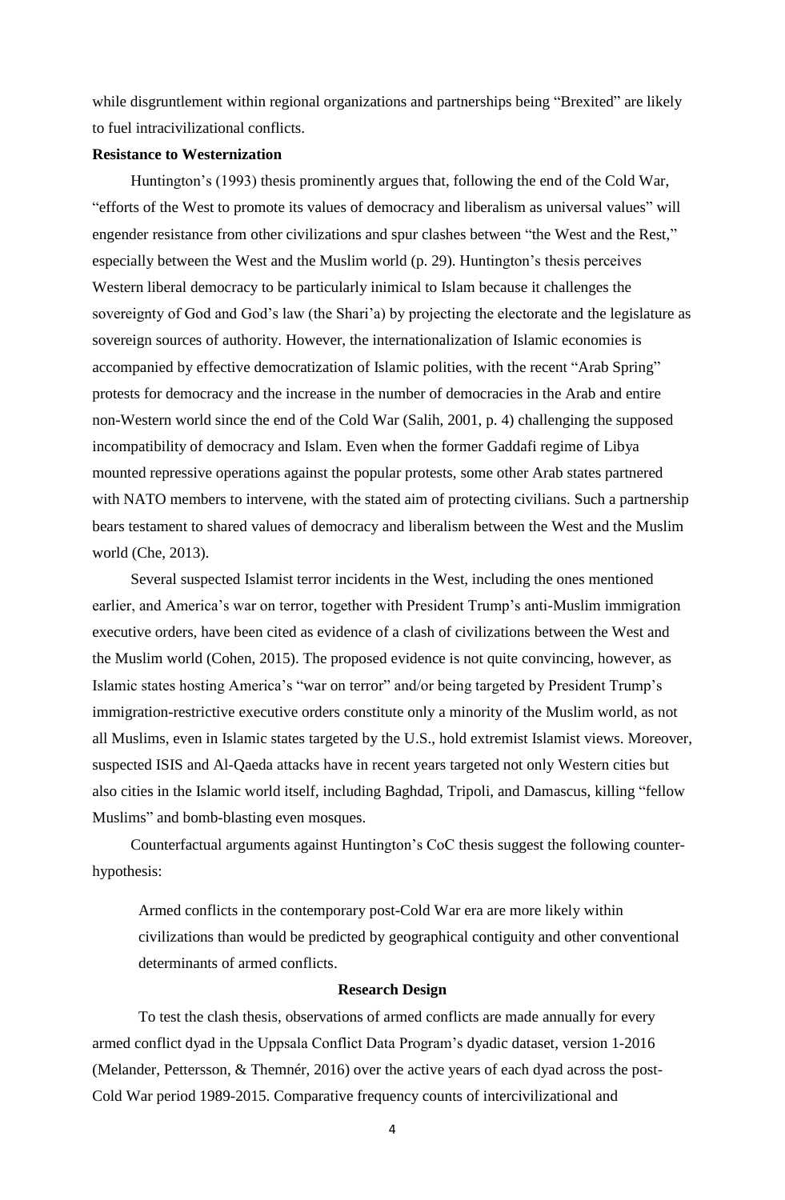while disgruntlement within regional organizations and partnerships being "Brexited" are likely to fuel intracivilizational conflicts.

**Resistance to Westernization**

Huntington's (1993) thesis prominently argues that, following the end of the Cold War, "efforts of the West to promote its values of democracy and liberalism as universal values" will engender resistance from other civilizations and spur clashes between "the West and the Rest," especially between the West and the Muslim world (p. 29). Huntington's thesis perceives Western liberal democracy to be particularly inimical to Islam because it challenges the sovereignty of God and God's law (the Shari'a) by projecting the electorate and the legislature as sovereign sources of authority. However, the internationalization of Islamic economies is accompanied by effective democratization of Islamic polities, with the recent "Arab Spring" protests for democracy and the increase in the number of democracies in the Arab and entire non-Western world since the end of the Cold War (Salih, 2001, p. 4) challenging the supposed incompatibility of democracy and Islam. Even when the former Gaddafi regime of Libya mounted repressive operations against the popular protests, some other Arab states partnered with NATO members to intervene, with the stated aim of protecting civilians. Such a partnership bears testament to shared values of democracy and liberalism between the West and the Muslim world (Che, 2013).

Several suspected Islamist terror incidents in the West, including the ones mentioned earlier, and America's war on terror, together with President Trump's anti-Muslim immigration executive orders, have been cited as evidence of a clash of civilizations between the West and the Muslim world (Cohen, 2015). The proposed evidence is not quite convincing, however, as Islamic states hosting America's "war on terror" and/or being targeted by President Trump's immigration-restrictive executive orders constitute only a minority of the Muslim world, as not all Muslims, even in Islamic states targeted by the U.S., hold extremist Islamist views. Moreover, suspected ISIS and Al-Qaeda attacks have in recent years targeted not only Western cities but also cities in the Islamic world itself, including Baghdad, Tripoli, and Damascus, killing "fellow Muslims" and bomb-blasting even mosques.

Counterfactual arguments against Huntington's CoC thesis suggest the following counter-hypothesis:

> Armed conflicts in the contemporary post-Cold War era are more likely within civilizations than would be predicted by geographical contiguity and other conventional determinants of armed conflicts.

## Research Design

To test the clash thesis, observations of armed conflicts are made annually for every armed conflict dyad in the Uppsala Conflict Data Program's dyadic dataset, version 1-2016 (Melander, Pettersson, & Themnér, 2016) over the active years of each dyad across the post-Cold War period 1989-2015. Comparative frequency counts of intercivilizational and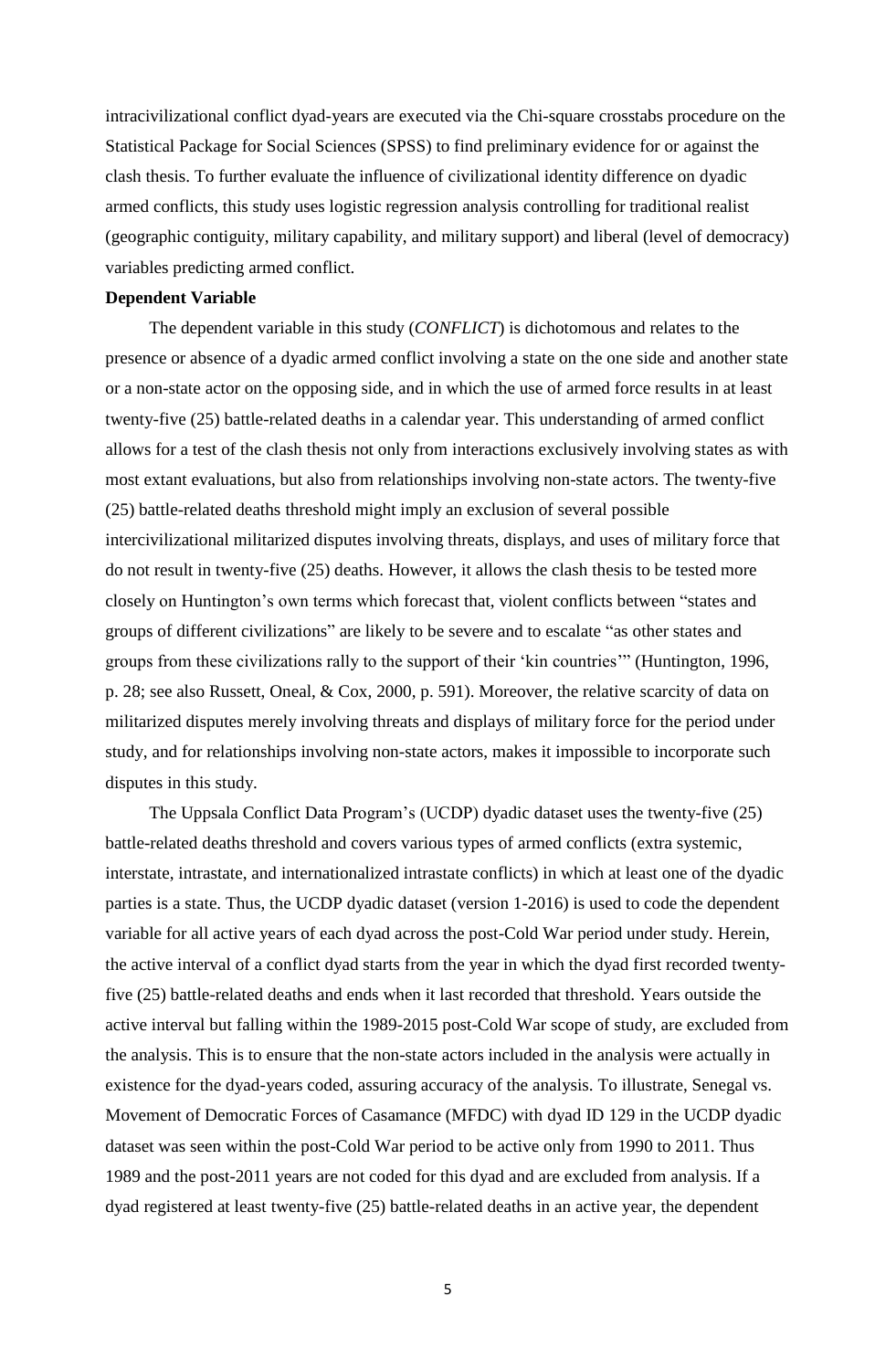intracivilizational conflict dyad-years are executed via the Chi-square crosstabs procedure on the Statistical Package for Social Sciences (SPSS) to find preliminary evidence for or against the clash thesis. To further evaluate the influence of civilizational identity difference on dyadic armed conflicts, this study uses logistic regression analysis controlling for traditional realist (geographic contiguity, military capability, and military support) and liberal (level of democracy) variables predicting armed conflict.

**Dependent Variable**

The dependent variable in this study (*CONFLICT*) is dichotomous and relates to the presence or absence of a dyadic armed conflict involving a state on the one side and another state or a non-state actor on the opposing side, and in which the use of armed force results in at least twenty-five (25) battle-related deaths in a calendar year. This understanding of armed conflict allows for a test of the clash thesis not only from interactions exclusively involving states as with most extant evaluations, but also from relationships involving non-state actors. The twenty-five (25) battle-related deaths threshold might imply an exclusion of several possible intercivilizational militarized disputes involving threats, displays, and uses of military force that do not result in twenty-five (25) deaths. However, it allows the clash thesis to be tested more closely on Huntington's own terms which forecast that, violent conflicts between "states and groups of different civilizations" are likely to be severe and to escalate "as other states and groups from these civilizations rally to the support of their 'kin countries'" (Huntington, 1996, p. 28; see also Russett, Oneal, & Cox, 2000, p. 591). Moreover, the relative scarcity of data on militarized disputes merely involving threats and displays of military force for the period under study, and for relationships involving non-state actors, makes it impossible to incorporate such disputes in this study.

The Uppsala Conflict Data Program's (UCDP) dyadic dataset uses the twenty-five (25) battle-related deaths threshold and covers various types of armed conflicts (extra systemic, interstate, intrastate, and internationalized intrastate conflicts) in which at least one of the dyadic parties is a state. Thus, the UCDP dyadic dataset (version 1-2016) is used to code the dependent variable for all active years of each dyad across the post-Cold War period under study. Herein, the active interval of a conflict dyad starts from the year in which the dyad first recorded twenty-five (25) battle-related deaths and ends when it last recorded that threshold. Years outside the active interval but falling within the 1989-2015 post-Cold War scope of study, are excluded from the analysis. This is to ensure that the non-state actors included in the analysis were actually in existence for the dyad-years coded, assuring accuracy of the analysis. To illustrate, Senegal vs. Movement of Democratic Forces of Casamance (MFDC) with dyad ID 129 in the UCDP dyadic dataset was seen within the post-Cold War period to be active only from 1990 to 2011. Thus 1989 and the post-2011 years are not coded for this dyad and are excluded from analysis. If a dyad registered at least twenty-five (25) battle-related deaths in an active year, the dependent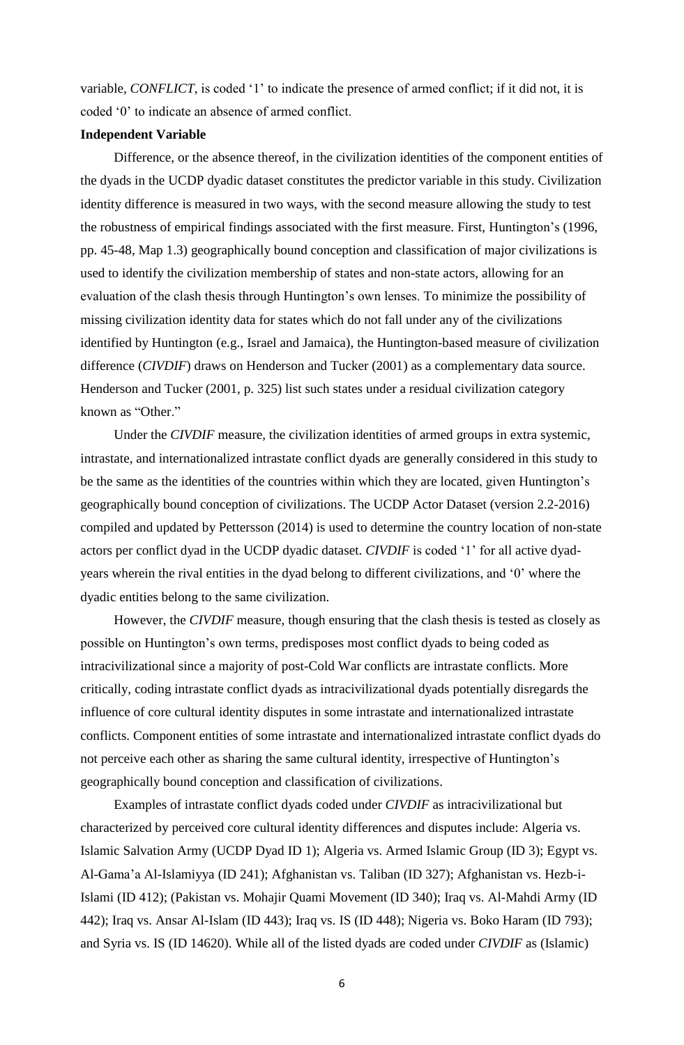variable, *CONFLICT*, is coded '1' to indicate the presence of armed conflict; if it did not, it is coded '0' to indicate an absence of armed conflict.

**Independent Variable**

Difference, or the absence thereof, in the civilization identities of the component entities of the dyads in the UCDP dyadic dataset constitutes the predictor variable in this study. Civilization identity difference is measured in two ways, with the second measure allowing the study to test the robustness of empirical findings associated with the first measure. First, Huntington's (1996, pp. 45-48, Map 1.3) geographically bound conception and classification of major civilizations is used to identify the civilization membership of states and non-state actors, allowing for an evaluation of the clash thesis through Huntington's own lenses. To minimize the possibility of missing civilization identity data for states which do not fall under any of the civilizations identified by Huntington (e.g., Israel and Jamaica), the Huntington-based measure of civilization difference (*CIVDIF*) draws on Henderson and Tucker (2001) as a complementary data source. Henderson and Tucker (2001, p. 325) list such states under a residual civilization category known as "Other."

Under the *CIVDIF* measure, the civilization identities of armed groups in extra systemic, intrastate, and internationalized intrastate conflict dyads are generally considered in this study to be the same as the identities of the countries within which they are located, given Huntington's geographically bound conception of civilizations. The UCDP Actor Dataset (version 2.2-2016) compiled and updated by Pettersson (2014) is used to determine the country location of non-state actors per conflict dyad in the UCDP dyadic dataset. *CIVDIF* is coded '1' for all active dyad-years wherein the rival entities in the dyad belong to different civilizations, and '0' where the dyadic entities belong to the same civilization.

However, the *CIVDIF* measure, though ensuring that the clash thesis is tested as closely as possible on Huntington's own terms, predisposes most conflict dyads to being coded as intracivilizational since a majority of post-Cold War conflicts are intrastate conflicts. More critically, coding intrastate conflict dyads as intracivilizational dyads potentially disregards the influence of core cultural identity disputes in some intrastate and internationalized intrastate conflicts. Component entities of some intrastate and internationalized intrastate conflict dyads do not perceive each other as sharing the same cultural identity, irrespective of Huntington's geographically bound conception and classification of civilizations.

Examples of intrastate conflict dyads coded under *CIVDIF* as intracivilizational but characterized by perceived core cultural identity differences and disputes include: Algeria vs. Islamic Salvation Army (UCDP Dyad ID 1); Algeria vs. Armed Islamic Group (ID 3); Egypt vs. Al-Gama'a Al-Islamiyya (ID 241); Afghanistan vs. Taliban (ID 327); Afghanistan vs. Hezb-i-Islami (ID 412); (Pakistan vs. Mohajir Quami Movement (ID 340); Iraq vs. Al-Mahdi Army (ID 442); Iraq vs. Ansar Al-Islam (ID 443); Iraq vs. IS (ID 448); Nigeria vs. Boko Haram (ID 793); and Syria vs. IS (ID 14620). While all of the listed dyads are coded under *CIVDIF* as (Islamic)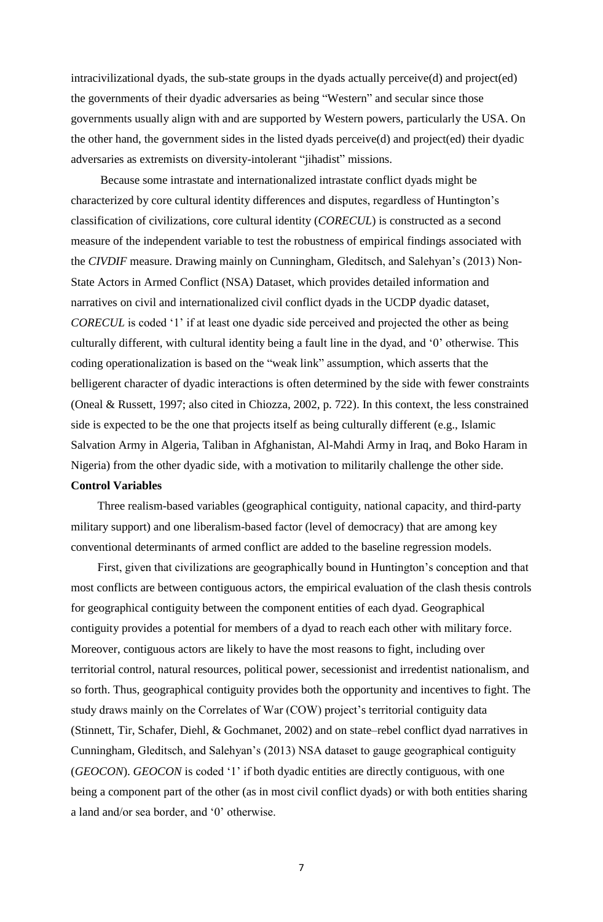intracivilizational dyads, the sub-state groups in the dyads actually perceive(d) and project(ed) the governments of their dyadic adversaries as being "Western" and secular since those governments usually align with and are supported by Western powers, particularly the USA. On the other hand, the government sides in the listed dyads perceive(d) and project(ed) their dyadic adversaries as extremists on diversity-intolerant "jihadist" missions.

Because some intrastate and internationalized intrastate conflict dyads might be characterized by core cultural identity differences and disputes, regardless of Huntington's classification of civilizations, core cultural identity (*CORECUL*) is constructed as a second measure of the independent variable to test the robustness of empirical findings associated with the *CIVDIF* measure. Drawing mainly on Cunningham, Gleditsch, and Salehyan's (2013) Non-State Actors in Armed Conflict (NSA) Dataset, which provides detailed information and narratives on civil and internationalized civil conflict dyads in the UCDP dyadic dataset, *CORECUL* is coded '1' if at least one dyadic side perceived and projected the other as being culturally different, with cultural identity being a fault line in the dyad, and '0' otherwise. This coding operationalization is based on the "weak link" assumption, which asserts that the belligerent character of dyadic interactions is often determined by the side with fewer constraints (Oneal & Russett, 1997; also cited in Chiozza, 2002, p. 722). In this context, the less constrained side is expected to be the one that projects itself as being culturally different (e.g., Islamic Salvation Army in Algeria, Taliban in Afghanistan, Al-Mahdi Army in Iraq, and Boko Haram in Nigeria) from the other dyadic side, with a motivation to militarily challenge the other side.

**Control Variables**

Three realism-based variables (geographical contiguity, national capacity, and third-party military support) and one liberalism-based factor (level of democracy) that are among key conventional determinants of armed conflict are added to the baseline regression models.

First, given that civilizations are geographically bound in Huntington's conception and that most conflicts are between contiguous actors, the empirical evaluation of the clash thesis controls for geographical contiguity between the component entities of each dyad. Geographical contiguity provides a potential for members of a dyad to reach each other with military force. Moreover, contiguous actors are likely to have the most reasons to fight, including over territorial control, natural resources, political power, secessionist and irredentist nationalism, and so forth. Thus, geographical contiguity provides both the opportunity and incentives to fight. The study draws mainly on the Correlates of War (COW) project's territorial contiguity data (Stinnett, Tir, Schafer, Diehl, & Gochmanet, 2002) and on state–rebel conflict dyad narratives in Cunningham, Gleditsch, and Salehyan's (2013) NSA dataset to gauge geographical contiguity (*GEOCON*). *GEOCON* is coded '1' if both dyadic entities are directly contiguous, with one being a component part of the other (as in most civil conflict dyads) or with both entities sharing a land and/or sea border, and '0' otherwise.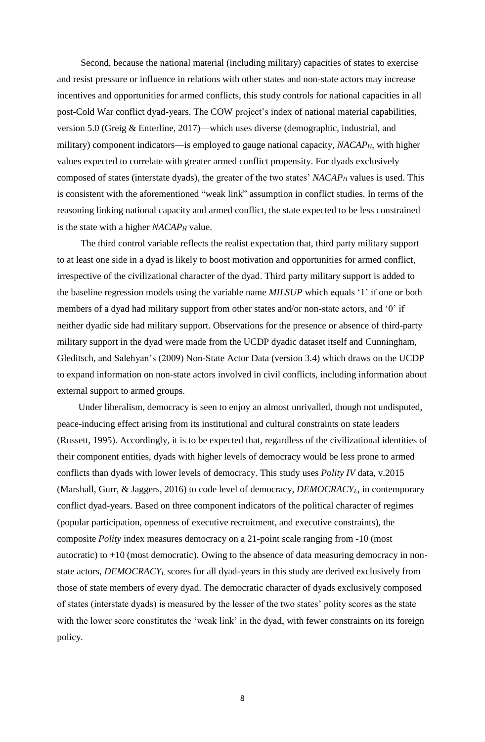Second, because the national material (including military) capacities of states to exercise and resist pressure or influence in relations with other states and non-state actors may increase incentives and opportunities for armed conflicts, this study controls for national capacities in all post-Cold War conflict dyad-years. The COW project's index of national material capabilities, version 5.0 (Greig & Enterline, 2017)—which uses diverse (demographic, industrial, and military) component indicators—is employed to gauge national capacity, $NACAP_H$, with higher values expected to correlate with greater armed conflict propensity. For dyads exclusively composed of states (interstate dyads), the greater of the two states' $NACAP_H$ values is used. This is consistent with the aforementioned "weak link" assumption in conflict studies. In terms of the reasoning linking national capacity and armed conflict, the state expected to be less constrained is the state with a higher $NACAP_H$ value.

The third control variable reflects the realist expectation that, third party military support to at least one side in a dyad is likely to boost motivation and opportunities for armed conflict, irrespective of the civilizational character of the dyad. Third party military support is added to the baseline regression models using the variable name *MILSUP* which equals '1' if one or both members of a dyad had military support from other states and/or non-state actors, and '0' if neither dyadic side had military support. Observations for the presence or absence of third-party military support in the dyad were made from the UCDP dyadic dataset itself and Cunningham, Gleditsch, and Salehyan's (2009) Non-State Actor Data (version 3.4) which draws on the UCDP to expand information on non-state actors involved in civil conflicts, including information about external support to armed groups.

Under liberalism, democracy is seen to enjoy an almost unrivalled, though not undisputed, peace-inducing effect arising from its institutional and cultural constraints on state leaders (Russett, 1995). Accordingly, it is to be expected that, regardless of the civilizational identities of their component entities, dyads with higher levels of democracy would be less prone to armed conflicts than dyads with lower levels of democracy. This study uses *Polity IV* data, v.2015 (Marshall, Gurr, & Jaggers, 2016) to code level of democracy, $DEMOCRACY_L$, in contemporary conflict dyad-years. Based on three component indicators of the political character of regimes (popular participation, openness of executive recruitment, and executive constraints), the composite *Polity* index measures democracy on a 21-point scale ranging from -10 (most autocratic) to +10 (most democratic). Owing to the absence of data measuring democracy in non-state actors, $DEMOCRACY_L$ scores for all dyad-years in this study are derived exclusively from those of state members of every dyad. The democratic character of dyads exclusively composed of states (interstate dyads) is measured by the lesser of the two states' polity scores as the state with the lower score constitutes the 'weak link' in the dyad, with fewer constraints on its foreign policy.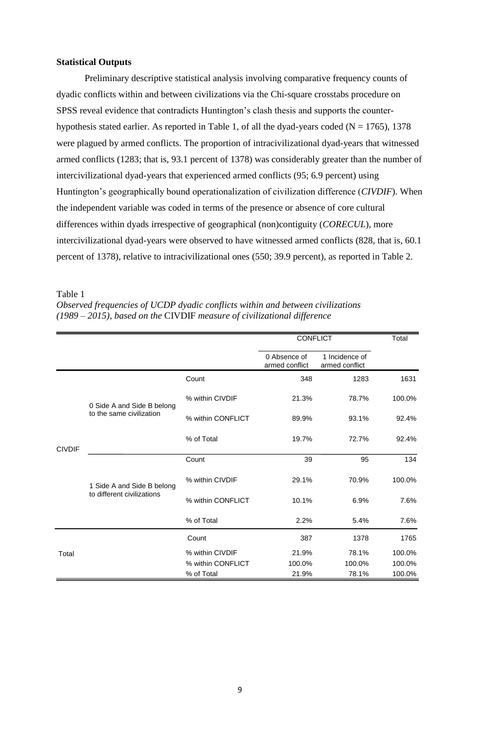**Statistical Outputs**

Preliminary descriptive statistical analysis involving comparative frequency counts of dyadic conflicts within and between civilizations via the Chi-square crosstabs procedure on SPSS reveal evidence that contradicts Huntington's clash thesis and supports the counter-hypothesis stated earlier. As reported in Table 1, of all the dyad-years coded (N = 1765), 1378 were plagued by armed conflicts. The proportion of intracivilizational dyad-years that witnessed armed conflicts (1283; that is, 93.1 percent of 1378) was considerably greater than the number of intercivilizational dyad-years that experienced armed conflicts (95; 6.9 percent) using Huntington's geographically bound operationalization of civilization difference (*CIVDIF*). When the independent variable was coded in terms of the presence or absence of core cultural differences within dyads irrespective of geographical (non)contiguity (*CORECUL*), more intercivilizational dyad-years were observed to have witnessed armed conflicts (828, that is, 60.1 percent of 1378), relative to intracivilizational ones (550; 39.9 percent), as reported in Table 2.

Table 1

*Observed frequencies of UCDP dyadic conflicts within and between civilizations (1989 – 2015), based on the* CIVDIF *measure of civilizational difference*

| | | | CONFLICT | | Total |
|---|---|---|---|---|---|
| | | | 0 Absence of armed conflict | 1 Incidence of armed conflict | |
| CIVDIF | 0 Side A and Side B belong to the same civilization | Count | 348 | 1283 | 1631 |
| | | % within CIVDIF | 21.3% | 78.7% | 100.0% |
| | | % within CONFLICT | 89.9% | 93.1% | 92.4% |
| | | % of Total | 19.7% | 72.7% | 92.4% |
| | 1 Side A and Side B belong to different civilizations | Count | 39 | 95 | 134 |
| | | % within CIVDIF | 29.1% | 70.9% | 100.0% |
| | | % within CONFLICT | 10.1% | 6.9% | 7.6% |
| | | % of Total | 2.2% | 5.4% | 7.6% |
| Total | | Count | 387 | 1378 | 1765 |
| | | % within CIVDIF | 21.9% | 78.1% | 100.0% |
| | | % within CONFLICT | 100.0% | 100.0% | 100.0% |
| | | % of Total | 21.9% | 78.1% | 100.0% |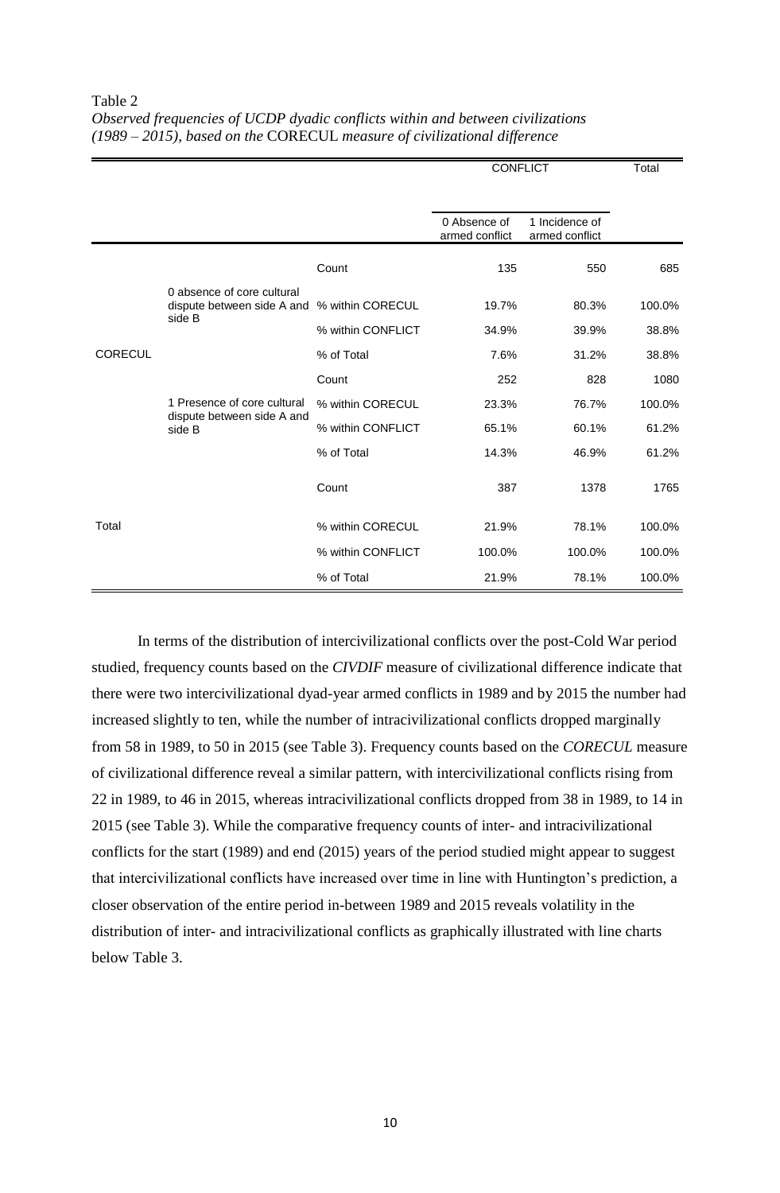Table 2

*Observed frequencies of UCDP dyadic conflicts within and between civilizations (1989 – 2015), based on the* CORECUL *measure of civilizational difference*

| | | | CONFLICT | | Total |
|---|---|---|---|---|---|
| | | | 0 Absence of armed conflict | 1 Incidence of armed conflict | |
| CORECUL | 0 absence of core cultural dispute between side A and side B | Count | 135 | 550 | 685 |
| | | % within CORECUL | 19.7% | 80.3% | 100.0% |
| | | % within CONFLICT | 34.9% | 39.9% | 38.8% |
| | | % of Total | 7.6% | 31.2% | 38.8% |
| | 1 Presence of core cultural dispute between side A and side B | Count | 252 | 828 | 1080 |
| | | % within CORECUL | 23.3% | 76.7% | 100.0% |
| | | % within CONFLICT | 65.1% | 60.1% | 61.2% |
| | | % of Total | 14.3% | 46.9% | 61.2% |
| Total | | Count | 387 | 1378 | 1765 |
| | | % within CORECUL | 21.9% | 78.1% | 100.0% |
| | | % within CONFLICT | 100.0% | 100.0% | 100.0% |
| | | % of Total | 21.9% | 78.1% | 100.0% |

In terms of the distribution of intercivilizational conflicts over the post-Cold War period studied, frequency counts based on the *CIVDIF* measure of civilizational difference indicate that there were two intercivilizational dyad-year armed conflicts in 1989 and by 2015 the number had increased slightly to ten, while the number of intracivilizational conflicts dropped marginally from 58 in 1989, to 50 in 2015 (see Table 3). Frequency counts based on the *CORECUL* measure of civilizational difference reveal a similar pattern, with intercivilizational conflicts rising from 22 in 1989, to 46 in 2015, whereas intracivilizational conflicts dropped from 38 in 1989, to 14 in 2015 (see Table 3). While the comparative frequency counts of inter- and intracivilizational conflicts for the start (1989) and end (2015) years of the period studied might appear to suggest that intercivilizational conflicts have increased over time in line with Huntington's prediction, a closer observation of the entire period in-between 1989 and 2015 reveals volatility in the distribution of inter- and intracivilizational conflicts as graphically illustrated with line charts below Table 3.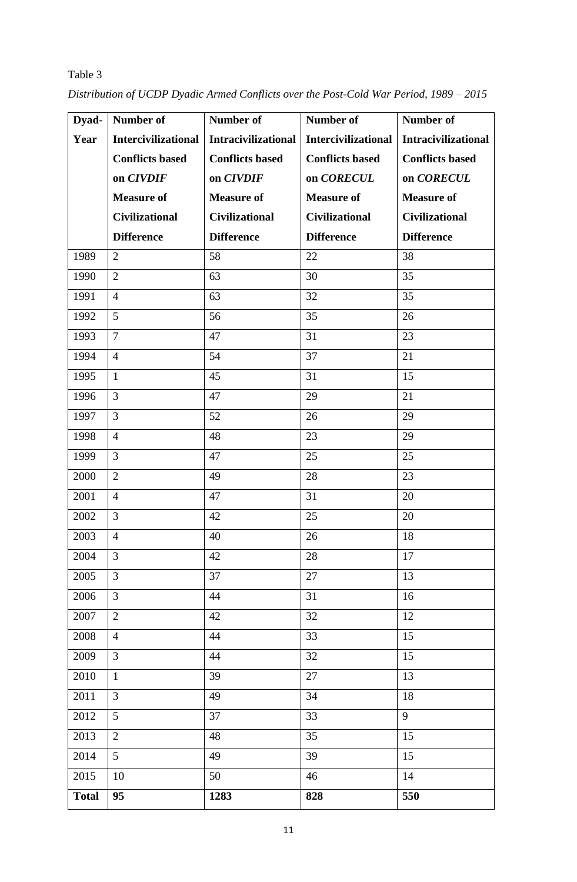Table 3

*Distribution of UCDP Dyadic Armed Conflicts over the Post-Cold War Period, 1989 – 2015*

| Dyad-Year | Number of Intercivilizational Conflicts based on *CIVDIF* Measure of Civilizational Difference | Number of Intracivilizational Conflicts based on *CIVDIF* Measure of Civilizational Difference | Number of Intercivilizational Conflicts based on *CORECUL* Measure of Civilizational Difference | Number of Intracivilizational Conflicts based on *CORECUL* Measure of Civilizational Difference |
|---|---|---|---|---|
| 1989 | 2 | 58 | 22 | 38 |
| 1990 | 2 | 63 | 30 | 35 |
| 1991 | 4 | 63 | 32 | 35 |
| 1992 | 5 | 56 | 35 | 26 |
| 1993 | 7 | 47 | 31 | 23 |
| 1994 | 4 | 54 | 37 | 21 |
| 1995 | 1 | 45 | 31 | 15 |
| 1996 | 3 | 47 | 29 | 21 |
| 1997 | 3 | 52 | 26 | 29 |
| 1998 | 4 | 48 | 23 | 29 |
| 1999 | 3 | 47 | 25 | 25 |
| 2000 | 2 | 49 | 28 | 23 |
| 2001 | 4 | 47 | 31 | 20 |
| 2002 | 3 | 42 | 25 | 20 |
| 2003 | 4 | 40 | 26 | 18 |
| 2004 | 3 | 42 | 28 | 17 |
| 2005 | 3 | 37 | 27 | 13 |
| 2006 | 3 | 44 | 31 | 16 |
| 2007 | 2 | 42 | 32 | 12 |
| 2008 | 4 | 44 | 33 | 15 |
| 2009 | 3 | 44 | 32 | 15 |
| 2010 | 1 | 39 | 27 | 13 |
| 2011 | 3 | 49 | 34 | 18 |
| 2012 | 5 | 37 | 33 | 9 |
| 2013 | 2 | 48 | 35 | 15 |
| 2014 | 5 | 49 | 39 | 15 |
| 2015 | 10 | 50 | 46 | 14 |
| **Total** | **95** | **1283** | **828** | **550** |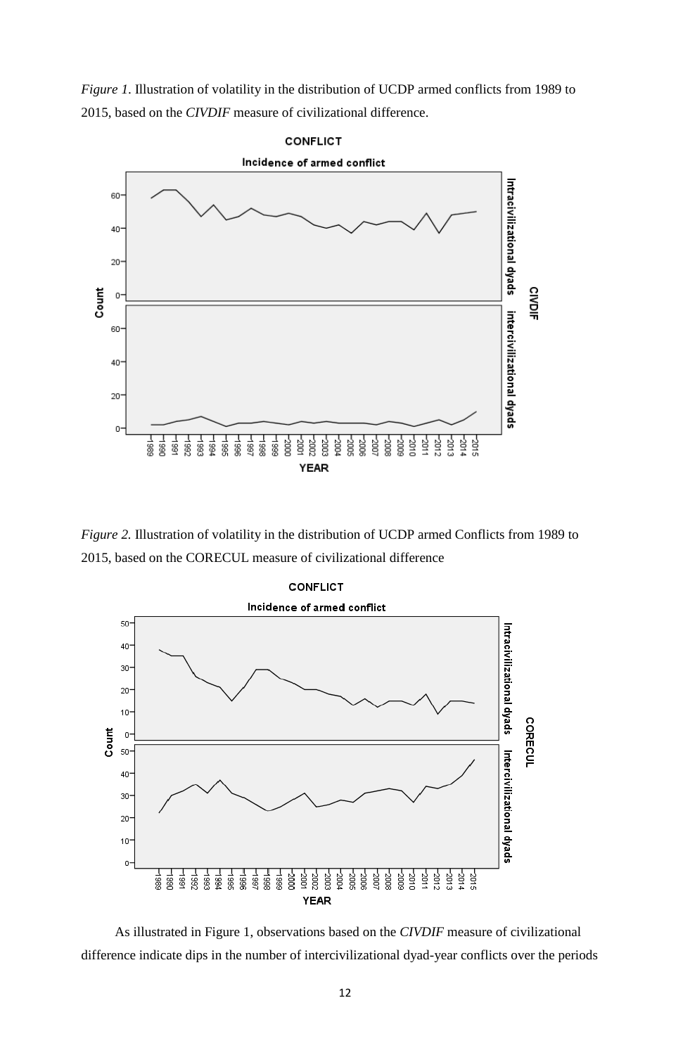*Figure 1*. Illustration of volatility in the distribution of UCDP armed conflicts from 1989 to 2015, based on the *CIVDIF* measure of civilizational difference.

*Figure 2.* Illustration of volatility in the distribution of UCDP armed Conflicts from 1989 to 2015, based on the CORECUL measure of civilizational difference

As illustrated in Figure 1, observations based on the *CIVDIF* measure of civilizational difference indicate dips in the number of intercivilizational dyad-year conflicts over the periods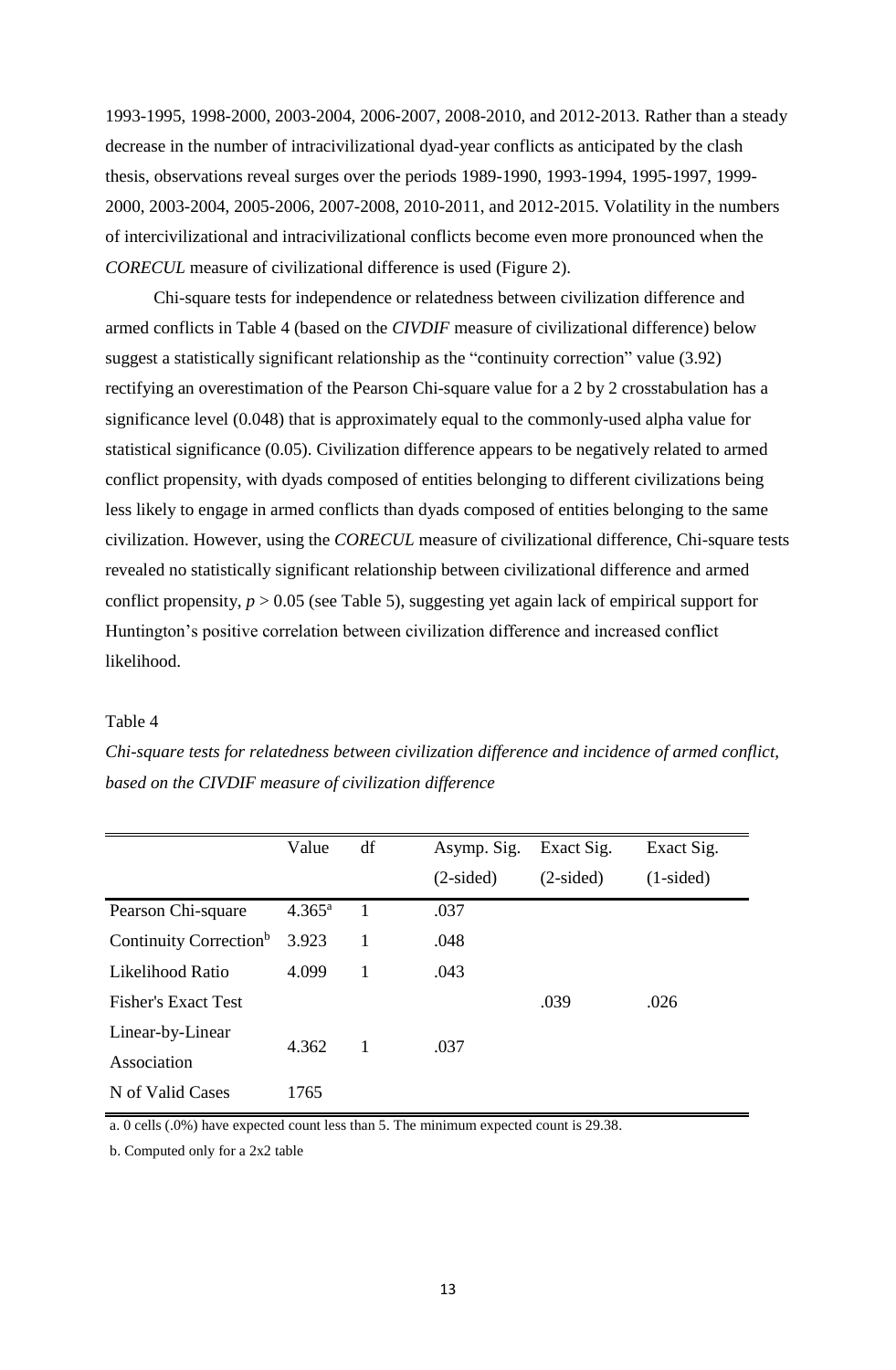1993-1995, 1998-2000, 2003-2004, 2006-2007, 2008-2010, and 2012-2013. Rather than a steady decrease in the number of intracivilizational dyad-year conflicts as anticipated by the clash thesis, observations reveal surges over the periods 1989-1990, 1993-1994, 1995-1997, 1999-2000, 2003-2004, 2005-2006, 2007-2008, 2010-2011, and 2012-2015. Volatility in the numbers of intercivilizational and intracivilizational conflicts become even more pronounced when the *CORECUL* measure of civilizational difference is used (Figure 2).

Chi-square tests for independence or relatedness between civilization difference and armed conflicts in Table 4 (based on the *CIVDIF* measure of civilizational difference) below suggest a statistically significant relationship as the "continuity correction" value (3.92) rectifying an overestimation of the Pearson Chi-square value for a 2 by 2 crosstabulation has a significance level (0.048) that is approximately equal to the commonly-used alpha value for statistical significance (0.05). Civilization difference appears to be negatively related to armed conflict propensity, with dyads composed of entities belonging to different civilizations being less likely to engage in armed conflicts than dyads composed of entities belonging to the same civilization. However, using the *CORECUL* measure of civilizational difference, Chi-square tests revealed no statistically significant relationship between civilizational difference and armed conflict propensity, $p > 0.05$ (see Table 5), suggesting yet again lack of empirical support for Huntington's positive correlation between civilization difference and increased conflict likelihood.

Table 4

*Chi-square tests for relatedness between civilization difference and incidence of armed conflict, based on the CIVDIF measure of civilization difference*

| | Value | df | Asymp. Sig. (2-sided) | Exact Sig. (2-sided) | Exact Sig. (1-sided) |
|---|---|---|---|---|---|
| Pearson Chi-square | 4.365[a] | 1 | .037 | | |
| Continuity Correction[b] | 3.923 | 1 | .048 | | |
| Likelihood Ratio | 4.099 | 1 | .043 | | |
| Fisher's Exact Test | | | | .039 | .026 |
| Linear-by-Linear Association | 4.362 | 1 | .037 | | |
| N of Valid Cases | 1765 | | | | |

a. 0 cells (.0%) have expected count less than 5. The minimum expected count is 29.38.

b. Computed only for a 2x2 table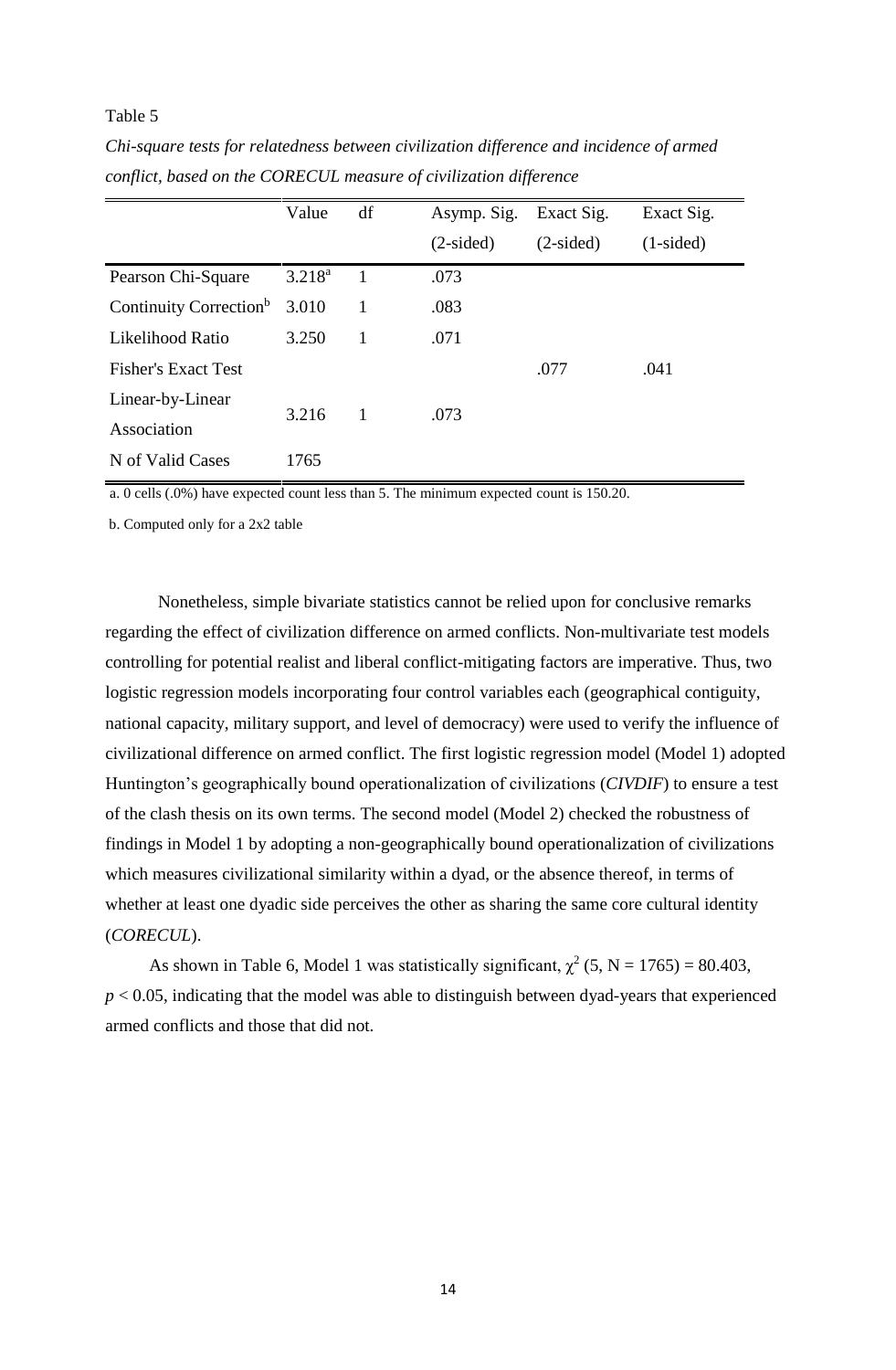Table 5

*Chi-square tests for relatedness between civilization difference and incidence of armed conflict, based on the CORECUL measure of civilization difference*

| | Value | df | Asymp. Sig. (2-sided) | Exact Sig. (2-sided) | Exact Sig. (1-sided) |
|---|---|---|---|---|---|
| Pearson Chi-Square | 3.218[a] | 1 | .073 | | |
| Continuity Correction[b] | 3.010 | 1 | .083 | | |
| Likelihood Ratio | 3.250 | 1 | .071 | | |
| Fisher's Exact Test | | | | .077 | .041 |
| Linear-by-Linear Association | 3.216 | 1 | .073 | | |
| N of Valid Cases | 1765 | | | | |

a. 0 cells (.0%) have expected count less than 5. The minimum expected count is 150.20.

b. Computed only for a 2x2 table

Nonetheless, simple bivariate statistics cannot be relied upon for conclusive remarks regarding the effect of civilization difference on armed conflicts. Non-multivariate test models controlling for potential realist and liberal conflict-mitigating factors are imperative. Thus, two logistic regression models incorporating four control variables each (geographical contiguity, national capacity, military support, and level of democracy) were used to verify the influence of civilizational difference on armed conflict. The first logistic regression model (Model 1) adopted Huntington's geographically bound operationalization of civilizations (*CIVDIF*) to ensure a test of the clash thesis on its own terms. The second model (Model 2) checked the robustness of findings in Model 1 by adopting a non-geographically bound operationalization of civilizations which measures civilizational similarity within a dyad, or the absence thereof, in terms of whether at least one dyadic side perceives the other as sharing the same core cultural identity (*CORECUL*).

As shown in Table 6, Model 1 was statistically significant, $\chi^2$ (5, N = 1765) = 80.403, $p < 0.05$, indicating that the model was able to distinguish between dyad-years that experienced armed conflicts and those that did not.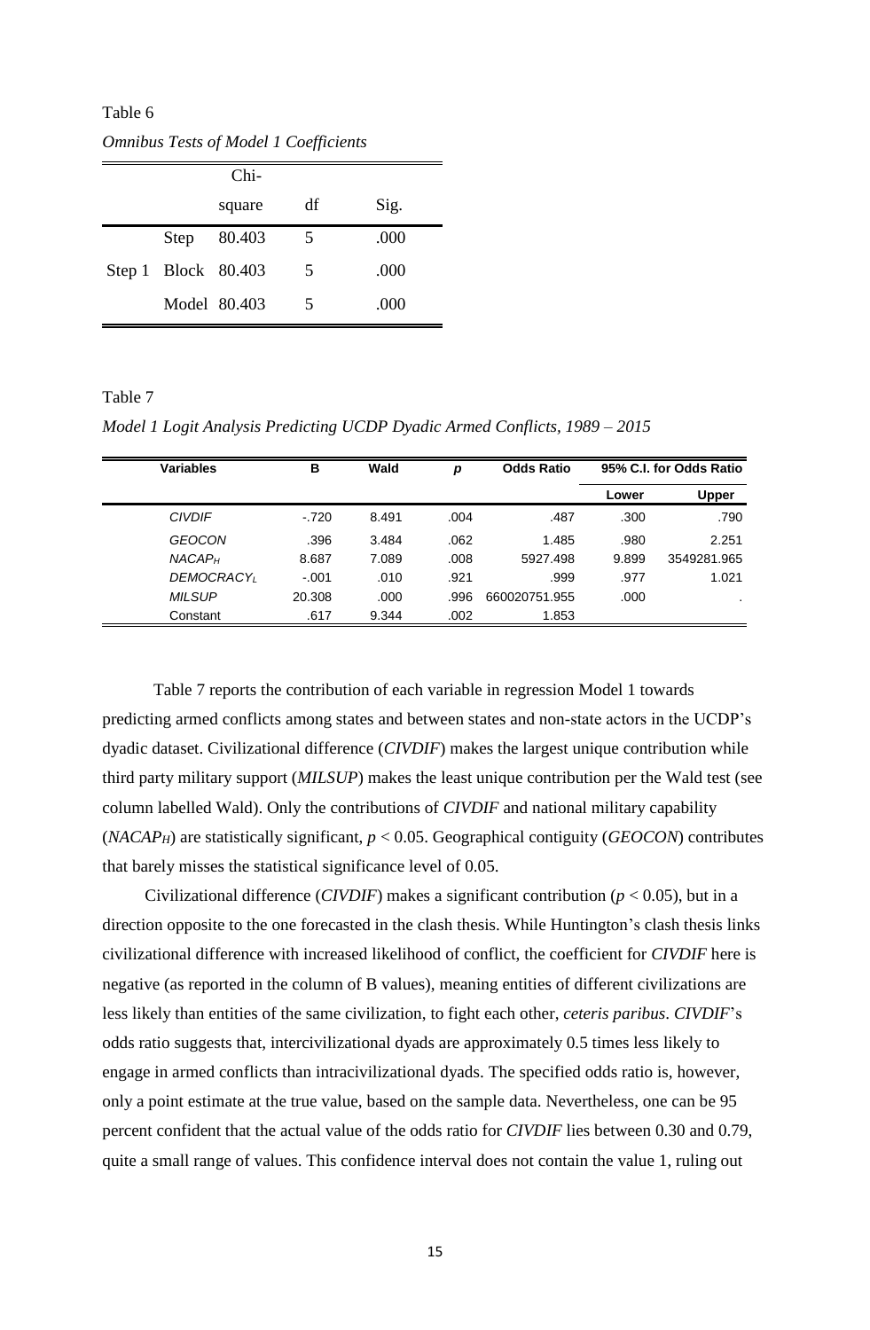Table 6

*Omnibus Tests of Model 1 Coefficients*

| | | Chi-square | df | Sig. |
|---|---|---|---|---|
| | Step | 80.403 | 5 | .000 |
| Step 1 | Block | 80.403 | 5 | .000 |
| | Model | 80.403 | 5 | .000 |

Table 7

*Model 1 Logit Analysis Predicting UCDP Dyadic Armed Conflicts, 1989 – 2015*

| Variables | B | Wald | *p* | Odds Ratio | 95% C.I. for Odds Ratio | |
|---|---|---|---|---|---|---|
| | | | | | Lower | Upper |
| *CIVDIF* | -.720 | 8.491 | .004 | .487 | .300 | .790 |
| *GEOCON* | .396 | 3.484 | .062 | 1.485 | .980 | 2.251 |
| $NACAP_H$ | 8.687 | 7.089 | .008 | 5927.498 | 9.899 | 3549281.965 |
| $DEMOCRACY_L$ | -.001 | .010 | .921 | .999 | .977 | 1.021 |
| *MILSUP* | 20.308 | .000 | .996 | 660020751.955 | .000 | . |
| Constant | .617 | 9.344 | .002 | 1.853 | | |

Table 7 reports the contribution of each variable in regression Model 1 towards predicting armed conflicts among states and between states and non-state actors in the UCDP's dyadic dataset. Civilizational difference (*CIVDIF*) makes the largest unique contribution while third party military support (*MILSUP*) makes the least unique contribution per the Wald test (see column labelled Wald). Only the contributions of *CIVDIF* and national military capability ($NACAP_H$) are statistically significant, $p < 0.05$. Geographical contiguity (*GEOCON*) contributes that barely misses the statistical significance level of 0.05.

Civilizational difference (*CIVDIF*) makes a significant contribution ($p < 0.05$), but in a direction opposite to the one forecasted in the clash thesis. While Huntington's clash thesis links civilizational difference with increased likelihood of conflict, the coefficient for *CIVDIF* here is negative (as reported in the column of B values), meaning entities of different civilizations are less likely than entities of the same civilization, to fight each other, *ceteris paribus*. *CIVDIF*'s odds ratio suggests that, intercivilizational dyads are approximately 0.5 times less likely to engage in armed conflicts than intracivilizational dyads. The specified odds ratio is, however, only a point estimate at the true value, based on the sample data. Nevertheless, one can be 95 percent confident that the actual value of the odds ratio for *CIVDIF* lies between 0.30 and 0.79, quite a small range of values. This confidence interval does not contain the value 1, ruling out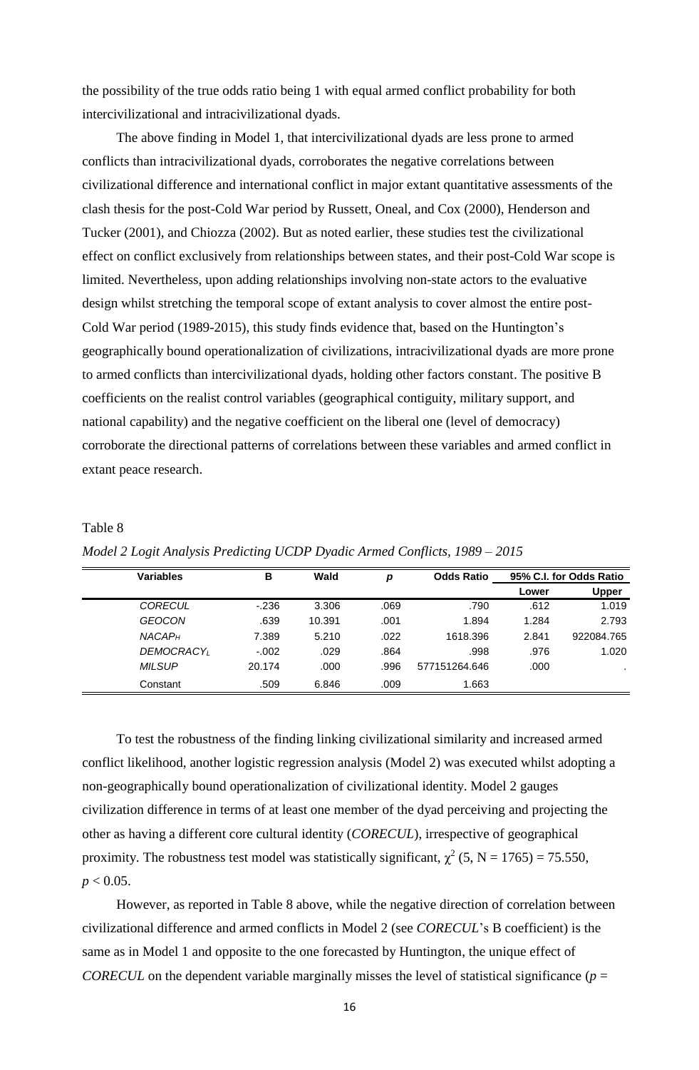the possibility of the true odds ratio being 1 with equal armed conflict probability for both intercivilizational and intracivilizational dyads.

The above finding in Model 1, that intercivilizational dyads are less prone to armed conflicts than intracivilizational dyads, corroborates the negative correlations between civilizational difference and international conflict in major extant quantitative assessments of the clash thesis for the post-Cold War period by Russett, Oneal, and Cox (2000), Henderson and Tucker (2001), and Chiozza (2002). But as noted earlier, these studies test the civilizational effect on conflict exclusively from relationships between states, and their post-Cold War scope is limited. Nevertheless, upon adding relationships involving non-state actors to the evaluative design whilst stretching the temporal scope of extant analysis to cover almost the entire post-Cold War period (1989-2015), this study finds evidence that, based on the Huntington's geographically bound operationalization of civilizations, intracivilizational dyads are more prone to armed conflicts than intercivilizational dyads, holding other factors constant. The positive B coefficients on the realist control variables (geographical contiguity, military support, and national capability) and the negative coefficient on the liberal one (level of democracy) corroborate the directional patterns of correlations between these variables and armed conflict in extant peace research.

Table 8

*Model 2 Logit Analysis Predicting UCDP Dyadic Armed Conflicts, 1989 – 2015*

| Variables | B | Wald | *p* | Odds Ratio | 95% C.I. for Odds Ratio | |
|---|---|---|---|---|---|---|
| | | | | | Lower | Upper |
| *CORECUL* | -.236 | 3.306 | .069 | .790 | .612 | 1.019 |
| *GEOCON* | .639 | 10.391 | .001 | 1.894 | 1.284 | 2.793 |
| $NACAP_H$ | 7.389 | 5.210 | .022 | 1618.396 | 2.841 | 922084.765 |
| $DEMOCRACY_L$ | -.002 | .029 | .864 | .998 | .976 | 1.020 |
| *MILSUP* | 20.174 | .000 | .996 | 577151264.646 | .000 | . |
| Constant | .509 | 6.846 | .009 | 1.663 | | |

To test the robustness of the finding linking civilizational similarity and increased armed conflict likelihood, another logistic regression analysis (Model 2) was executed whilst adopting a non-geographically bound operationalization of civilizational identity. Model 2 gauges civilization difference in terms of at least one member of the dyad perceiving and projecting the other as having a different core cultural identity (*CORECUL*), irrespective of geographical proximity. The robustness test model was statistically significant, $\chi^2$ (5, N = 1765) = 75.550, $p < 0.05$.

However, as reported in Table 8 above, while the negative direction of correlation between civilizational difference and armed conflicts in Model 2 (see *CORECUL*'s B coefficient) is the same as in Model 1 and opposite to the one forecasted by Huntington, the unique effect of *CORECUL* on the dependent variable marginally misses the level of statistical significance ($p$ =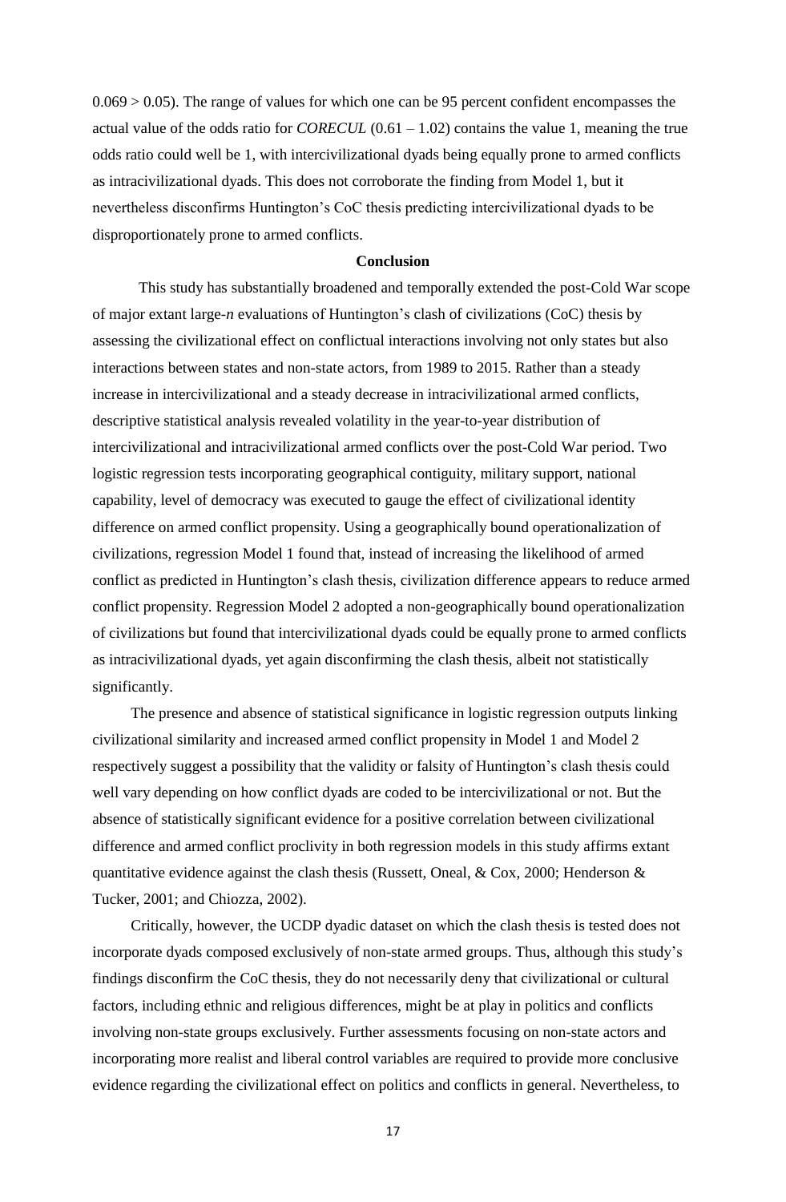0.069 > 0.05). The range of values for which one can be 95 percent confident encompasses the actual value of the odds ratio for *CORECUL* (0.61 – 1.02) contains the value 1, meaning the true odds ratio could well be 1, with intercivilizational dyads being equally prone to armed conflicts as intracivilizational dyads. This does not corroborate the finding from Model 1, but it nevertheless disconfirms Huntington's CoC thesis predicting intercivilizational dyads to be disproportionately prone to armed conflicts.

## Conclusion

This study has substantially broadened and temporally extended the post-Cold War scope of major extant large-*n* evaluations of Huntington's clash of civilizations (CoC) thesis by assessing the civilizational effect on conflictual interactions involving not only states but also interactions between states and non-state actors, from 1989 to 2015. Rather than a steady increase in intercivilizational and a steady decrease in intracivilizational armed conflicts, descriptive statistical analysis revealed volatility in the year-to-year distribution of intercivilizational and intracivilizational armed conflicts over the post-Cold War period. Two logistic regression tests incorporating geographical contiguity, military support, national capability, level of democracy was executed to gauge the effect of civilizational identity difference on armed conflict propensity. Using a geographically bound operationalization of civilizations, regression Model 1 found that, instead of increasing the likelihood of armed conflict as predicted in Huntington's clash thesis, civilization difference appears to reduce armed conflict propensity. Regression Model 2 adopted a non-geographically bound operationalization of civilizations but found that intercivilizational dyads could be equally prone to armed conflicts as intracivilizational dyads, yet again disconfirming the clash thesis, albeit not statistically significantly.

The presence and absence of statistical significance in logistic regression outputs linking civilizational similarity and increased armed conflict propensity in Model 1 and Model 2 respectively suggest a possibility that the validity or falsity of Huntington's clash thesis could well vary depending on how conflict dyads are coded to be intercivilizational or not. But the absence of statistically significant evidence for a positive correlation between civilizational difference and armed conflict proclivity in both regression models in this study affirms extant quantitative evidence against the clash thesis (Russett, Oneal, & Cox, 2000; Henderson & Tucker, 2001; and Chiozza, 2002).

Critically, however, the UCDP dyadic dataset on which the clash thesis is tested does not incorporate dyads composed exclusively of non-state armed groups. Thus, although this study's findings disconfirm the CoC thesis, they do not necessarily deny that civilizational or cultural factors, including ethnic and religious differences, might be at play in politics and conflicts involving non-state groups exclusively. Further assessments focusing on non-state actors and incorporating more realist and liberal control variables are required to provide more conclusive evidence regarding the civilizational effect on politics and conflicts in general. Nevertheless, to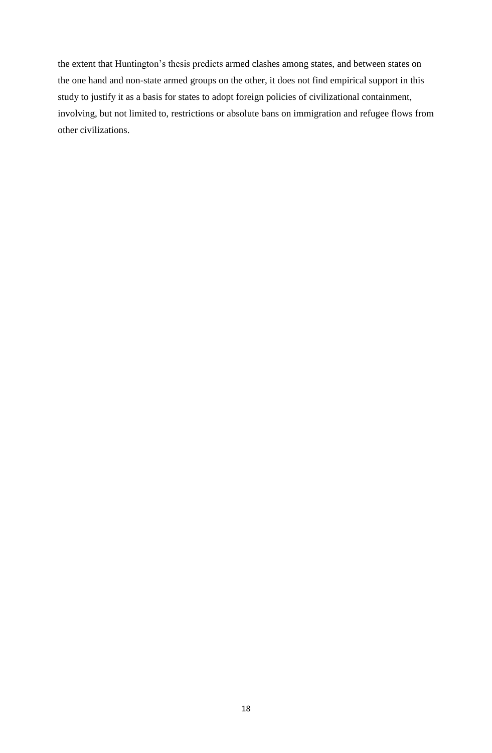the extent that Huntington's thesis predicts armed clashes among states, and between states on the one hand and non-state armed groups on the other, it does not find empirical support in this study to justify it as a basis for states to adopt foreign policies of civilizational containment, involving, but not limited to, restrictions or absolute bans on immigration and refugee flows from other civilizations.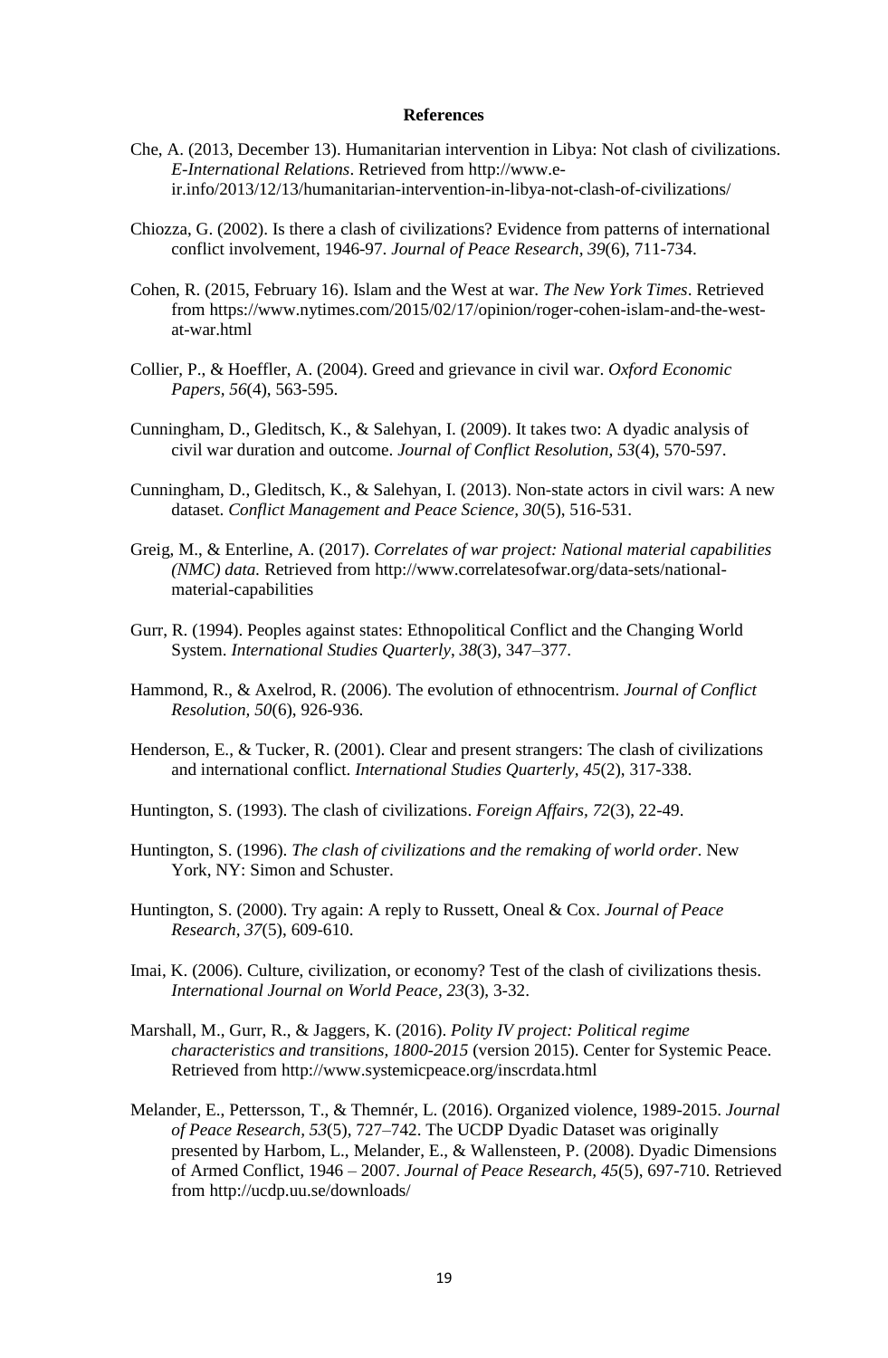**References**

Che, A. (2013, December 13). Humanitarian intervention in Libya: Not clash of civilizations. *E-International Relations*. Retrieved from http://www.e-ir.info/2013/12/13/humanitarian-intervention-in-libya-not-clash-of-civilizations/

Chiozza, G. (2002). Is there a clash of civilizations? Evidence from patterns of international conflict involvement, 1946-97. *Journal of Peace Research, 39*(6), 711-734.

Cohen, R. (2015, February 16). Islam and the West at war. *The New York Times*. Retrieved from https://www.nytimes.com/2015/02/17/opinion/roger-cohen-islam-and-the-west-at-war.html

Collier, P., & Hoeffler, A. (2004). Greed and grievance in civil war. *Oxford Economic Papers, 56*(4), 563-595.

Cunningham, D., Gleditsch, K., & Salehyan, I. (2009). It takes two: A dyadic analysis of civil war duration and outcome. *Journal of Conflict Resolution, 53*(4), 570-597.

Cunningham, D., Gleditsch, K., & Salehyan, I. (2013). Non-state actors in civil wars: A new dataset. *Conflict Management and Peace Science, 30*(5), 516-531.

Greig, M., & Enterline, A. (2017). *Correlates of war project: National material capabilities (NMC) data.* Retrieved from http://www.correlatesofwar.org/data-sets/national-material-capabilities

Gurr, R. (1994). Peoples against states: Ethnopolitical Conflict and the Changing World System. *International Studies Quarterly*, *38*(3), 347–377.

Hammond, R., & Axelrod, R. (2006). The evolution of ethnocentrism. *Journal of Conflict Resolution, 50*(6), 926-936.

Henderson, E., & Tucker, R. (2001). Clear and present strangers: The clash of civilizations and international conflict. *International Studies Quarterly, 45*(2), 317-338.

Huntington, S. (1993). The clash of civilizations. *Foreign Affairs, 72*(3), 22-49.

Huntington, S. (1996). *The clash of civilizations and the remaking of world order*. New York, NY: Simon and Schuster.

Huntington, S. (2000). Try again: A reply to Russett, Oneal & Cox. *Journal of Peace Research, 37*(5), 609-610.

Imai, K. (2006). Culture, civilization, or economy? Test of the clash of civilizations thesis. *International Journal on World Peace, 23*(3), 3-32.

Marshall, M., Gurr, R., & Jaggers, K. (2016). *Polity IV project: Political regime characteristics and transitions, 1800-2015* (version 2015). Center for Systemic Peace. Retrieved from http://www.systemicpeace.org/inscrdata.html

Melander, E., Pettersson, T., & Themnér, L. (2016). Organized violence, 1989-2015. *Journal of Peace Research, 53*(5), 727–742. The UCDP Dyadic Dataset was originally presented by Harbom, L., Melander, E., & Wallensteen, P. (2008). Dyadic Dimensions of Armed Conflict, 1946 – 2007. *Journal of Peace Research, 45*(5), 697-710. Retrieved from http://ucdp.uu.se/downloads/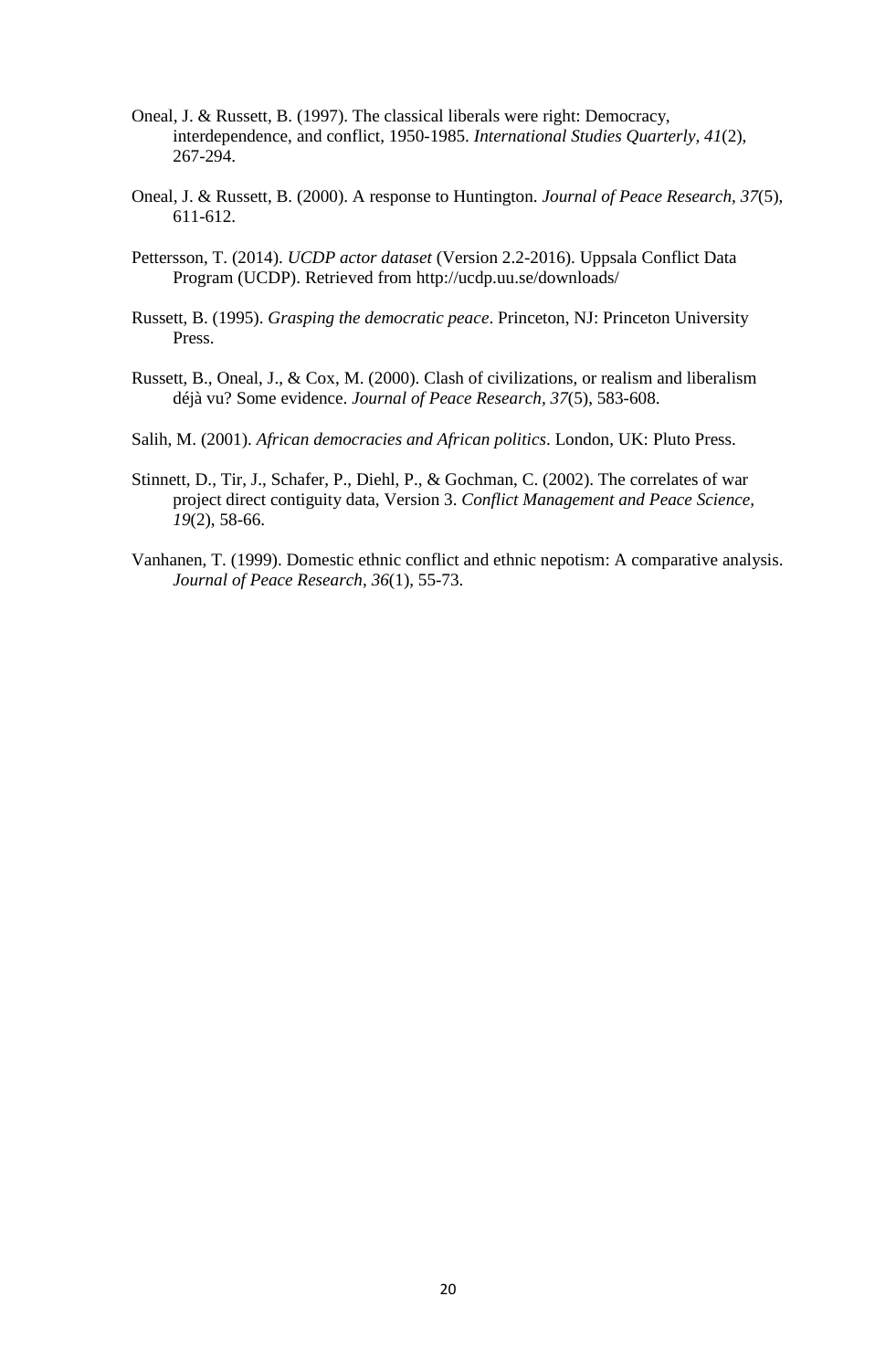Oneal, J. & Russett, B. (1997). The classical liberals were right: Democracy, interdependence, and conflict, 1950-1985. *International Studies Quarterly, 41*(2), 267-294.

Oneal, J. & Russett, B. (2000). A response to Huntington. *Journal of Peace Research, 37*(5), 611-612.

Pettersson, T. (2014). *UCDP actor dataset* (Version 2.2-2016). Uppsala Conflict Data Program (UCDP). Retrieved from http://ucdp.uu.se/downloads/

Russett, B. (1995). *Grasping the democratic peace*. Princeton, NJ: Princeton University Press.

Russett, B., Oneal, J., & Cox, M. (2000). Clash of civilizations, or realism and liberalism déjà vu? Some evidence. *Journal of Peace Research, 37*(5), 583-608.

Salih, M. (2001). *African democracies and African politics*. London, UK: Pluto Press.

Stinnett, D., Tir, J., Schafer, P., Diehl, P., & Gochman, C. (2002). The correlates of war project direct contiguity data, Version 3. *Conflict Management and Peace Science, 19*(2), 58-66.

Vanhanen, T. (1999). Domestic ethnic conflict and ethnic nepotism: A comparative analysis. *Journal of Peace Research, 36*(1), 55-73.